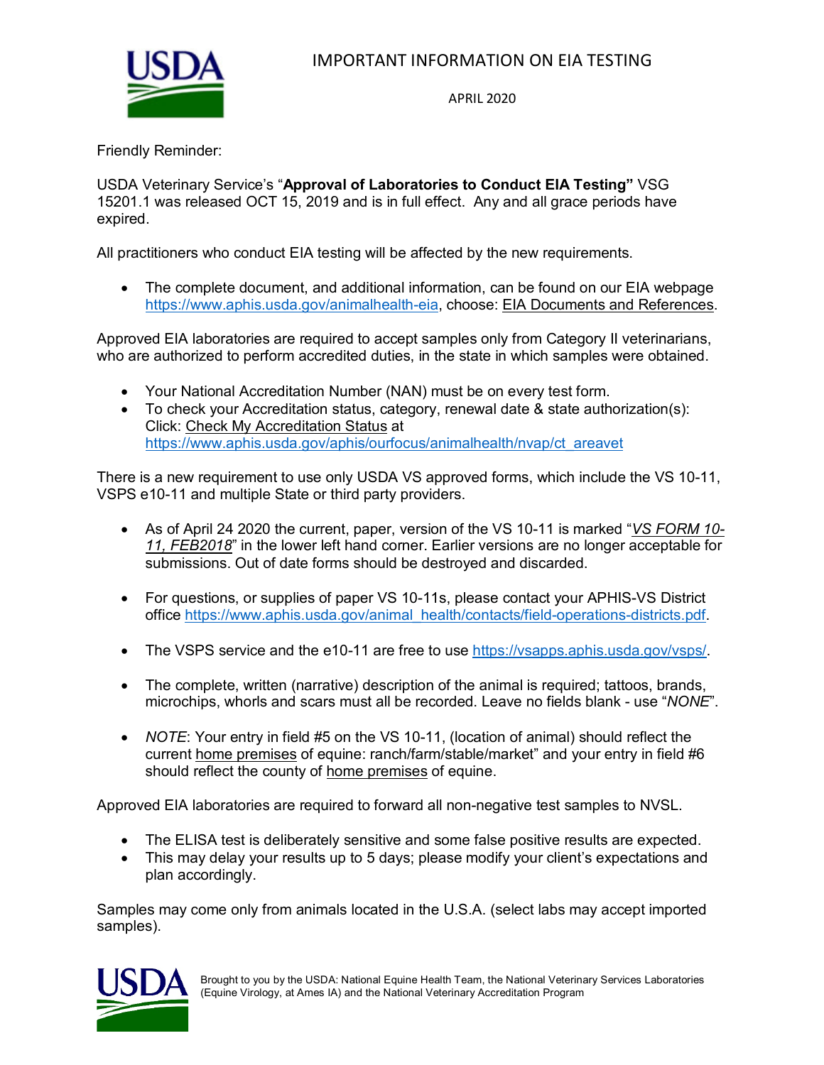# IMPORTANT INFORMATION ON EIA TESTING

APRIL 2020

Friendly Reminder:

USDA Veterinary Service's "**Approval of Laboratories to Conduct EIA Testing"** VSG 15201.1 was released OCT 15, 2019 and is in full effect. Any and all grace periods have expired.

All practitioners who conduct EIA testing will be affected by the new requirements.

- The complete document, and additional information, can be found on our EIA webpage https://www.aphis.usda.gov/animalhealth-eia, choose: EIA Documents and References.

Approved EIA laboratories are required to accept samples only from Category II veterinarians, who are authorized to perform accredited duties, in the state in which samples were obtained.

- Your National Accreditation Number (NAN) must be on every test form.
- To check your Accreditation status, category, renewal date & state authorization(s): Click: Check My Accreditation Status at https://www.aphis.usda.gov/aphis/ourfocus/animalhealth/nvap/ct_areavet

There is a new requirement to use only USDA VS approved forms, which include the VS 10-11, VSPS e10-11 and multiple State or third party providers.

- As of April 24 2020 the current, paper, version of the VS 10-11 is marked "*VS FORM 10-11, FEB2018*" in the lower left hand corner. Earlier versions are no longer acceptable for submissions. Out of date forms should be destroyed and discarded.

- For questions, or supplies of paper VS 10-11s, please contact your APHIS-VS District office https://www.aphis.usda.gov/animal_health/contacts/field-operations-districts.pdf.

- The VSPS service and the e10-11 are free to use https://vsapps.aphis.usda.gov/vsps/.

- The complete, written (narrative) description of the animal is required; tattoos, brands, microchips, whorls and scars must all be recorded. Leave no fields blank - use "*NONE*".

- *NOTE*: Your entry in field #5 on the VS 10-11, (location of animal) should reflect the current home premises of equine: ranch/farm/stable/market" and your entry in field #6 should reflect the county of home premises of equine.

Approved EIA laboratories are required to forward all non-negative test samples to NVSL.

- The ELISA test is deliberately sensitive and some false positive results are expected.
- This may delay your results up to 5 days; please modify your client's expectations and plan accordingly.

Samples may come only from animals located in the U.S.A. (select labs may accept imported samples).

Brought to you by the USDA: National Equine Health Team, the National Veterinary Services Laboratories (Equine Virology, at Ames IA) and the National Veterinary Accreditation Program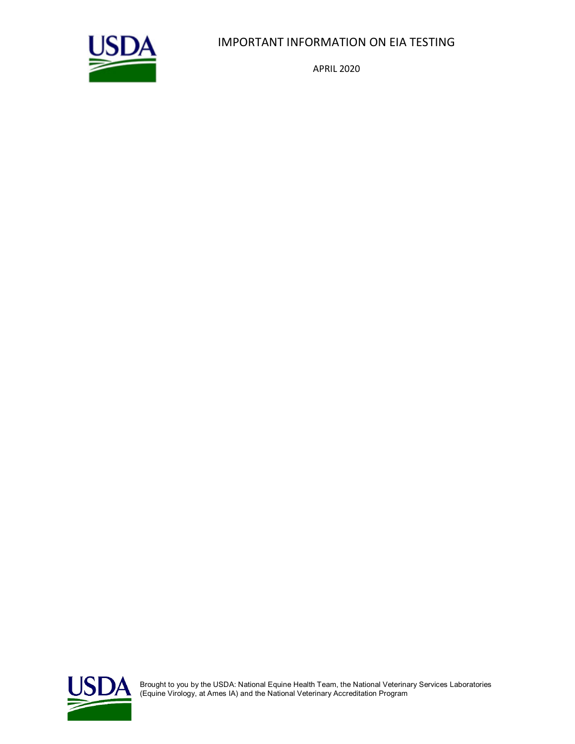# IMPORTANT INFORMATION ON EIA TESTING

APRIL 2020

Brought to you by the USDA: National Equine Health Team, the National Veterinary Services Laboratories (Equine Virology, at Ames IA) and the National Veterinary Accreditation Program